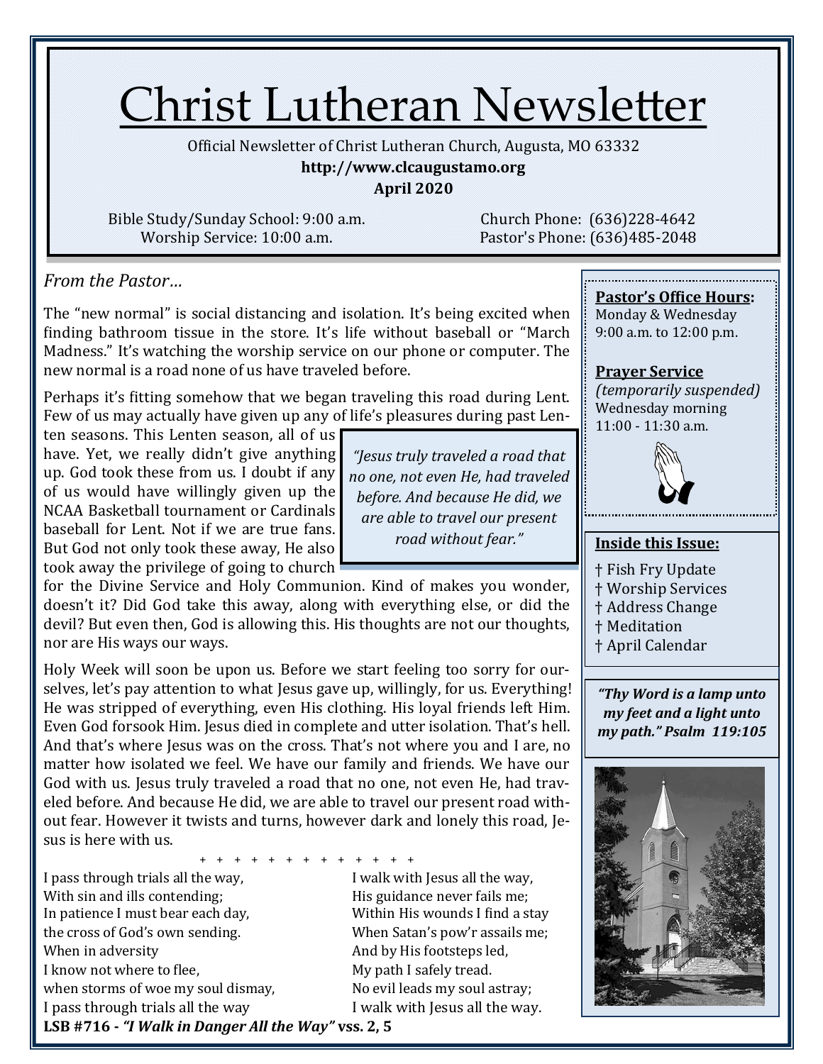# Christ Lutheran Newsletter

Official Newsletter of Christ Lutheran Church, Augusta, MO 63332

**http://www.clcaugustamo.org**

**April 2020**

Bible Study/Sunday School: 9:00 a.m.
Worship Service: 10:00 a.m.

Church Phone: (636)228-4642
Pastor's Phone: (636)485-2048

*From the Pastor…*

The "new normal" is social distancing and isolation. It's being excited when finding bathroom tissue in the store. It's life without baseball or "March Madness." It's watching the worship service on our phone or computer. The new normal is a road none of us have traveled before.

Perhaps it's fitting somehow that we began traveling this road during Lent. Few of us may actually have given up any of life's pleasures during past Lenten seasons. This Lenten season, all of us have. Yet, we really didn't give anything up. God took these from us. I doubt if any of us would have willingly given up the NCAA Basketball tournament or Cardinals baseball for Lent. Not if we are true fans. But God not only took these away, He also took away the privilege of going to church for the Divine Service and Holy Communion. Kind of makes you wonder, doesn't it? Did God take this away, along with everything else, or did the devil? But even then, God is allowing this. His thoughts are not our thoughts, nor are His ways our ways.

> *"Jesus truly traveled a road that no one, not even He, had traveled before. And because He did, we are able to travel our present road without fear."*

Holy Week will soon be upon us. Before we start feeling too sorry for ourselves, let's pay attention to what Jesus gave up, willingly, for us. Everything! He was stripped of everything, even His clothing. His loyal friends left Him. Even God forsook Him. Jesus died in complete and utter isolation. That's hell. And that's where Jesus was on the cross. That's not where you and I are, no matter how isolated we feel. We have our family and friends. We have our God with us. Jesus truly traveled a road that no one, not even He, had traveled before. And because He did, we are able to travel our present road without fear. However it twists and turns, however dark and lonely this road, Jesus is here with us.

\+ + + + + + + + + + + + + +

I pass through trials all the way,
With sin and ills contending;
In patience I must bear each day,
the cross of God's own sending.
When in adversity
I know not where to flee,
when storms of woe my soul dismay,
I pass through trials all the way

I walk with Jesus all the way,
His guidance never fails me;
Within His wounds I find a stay
When Satan's pow'r assails me;
And by His footsteps led,
My path I safely tread.
No evil leads my soul astray;
I walk with Jesus all the way.

**LSB #716 - *"I Walk in Danger All the Way"* vss. 2, 5**

**Pastor's Office Hours:**
Monday & Wednesday
9:00 a.m. to 12:00 p.m.

**Prayer Service**
*(temporarily suspended)*
Wednesday morning
11:00 - 11:30 a.m.

**Inside this Issue:**

- † Fish Fry Update
- † Worship Services
- † Address Change
- † Meditation
- † April Calendar

***"Thy Word is a lamp unto my feet and a light unto my path." Psalm 119:105***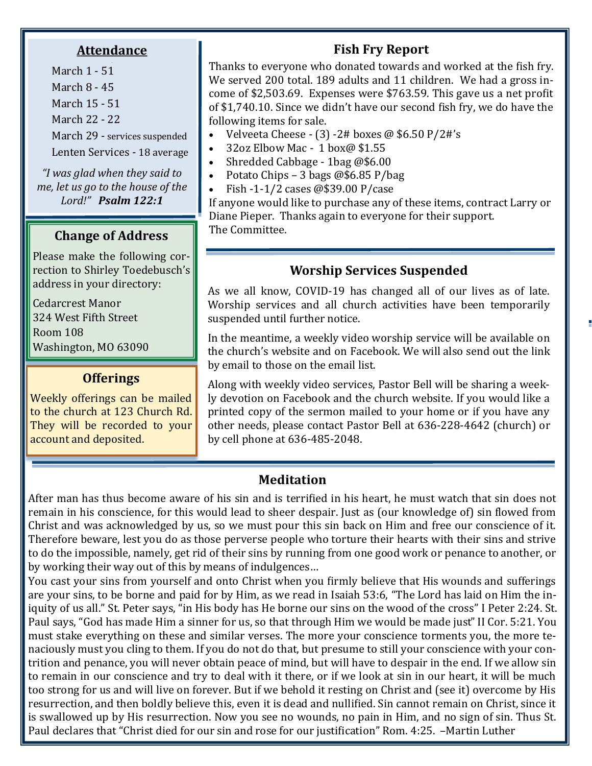## Attendance

March 1 - 51

March 8 - 45

March 15 - 51

March 22 - 22

March 29 - services suspended

Lenten Services - 18 average

*"I was glad when they said to me, let us go to the house of the Lord!"* ***Psalm 122:1***

## Change of Address

Please make the following correction to Shirley Toedebusch's address in your directory:

Cedarcrest Manor
324 West Fifth Street
Room 108
Washington, MO 63090

## Offerings

Weekly offerings can be mailed to the church at 123 Church Rd. They will be recorded to your account and deposited.

## Fish Fry Report

Thanks to everyone who donated towards and worked at the fish fry. We served 200 total. 189 adults and 11 children. We had a gross income of $2,503.69. Expenses were $763.59. This gave us a net profit of $1,740.10. Since we didn't have our second fish fry, we do have the following items for sale.

- Velveeta Cheese - (3) -2# boxes @ $6.50 P/2#'s
- 32oz Elbow Mac - 1 box@ $1.55
- Shredded Cabbage - 1bag @$6.00
- Potato Chips – 3 bags @$6.85 P/bag
- Fish -1-1/2 cases @$39.00 P/case

If anyone would like to purchase any of these items, contract Larry or Diane Pieper. Thanks again to everyone for their support.
The Committee.

## Worship Services Suspended

As we all know, COVID-19 has changed all of our lives as of late. Worship services and all church activities have been temporarily suspended until further notice.

In the meantime, a weekly video worship service will be available on the church's website and on Facebook. We will also send out the link by email to those on the email list.

Along with weekly video services, Pastor Bell will be sharing a weekly devotion on Facebook and the church website. If you would like a printed copy of the sermon mailed to your home or if you have any other needs, please contact Pastor Bell at 636-228-4642 (church) or by cell phone at 636-485-2048.

## Meditation

After man has thus become aware of his sin and is terrified in his heart, he must watch that sin does not remain in his conscience, for this would lead to sheer despair. Just as (our knowledge of) sin flowed from Christ and was acknowledged by us, so we must pour this sin back on Him and free our conscience of it. Therefore beware, lest you do as those perverse people who torture their hearts with their sins and strive to do the impossible, namely, get rid of their sins by running from one good work or penance to another, or by working their way out of this by means of indulgences…

You cast your sins from yourself and onto Christ when you firmly believe that His wounds and sufferings are your sins, to be borne and paid for by Him, as we read in Isaiah 53:6, "The Lord has laid on Him the iniquity of us all." St. Peter says, "in His body has He borne our sins on the wood of the cross" I Peter 2:24. St. Paul says, "God has made Him a sinner for us, so that through Him we would be made just" II Cor. 5:21. You must stake everything on these and similar verses. The more your conscience torments you, the more tenaciously must you cling to them. If you do not do that, but presume to still your conscience with your contrition and penance, you will never obtain peace of mind, but will have to despair in the end. If we allow sin to remain in our conscience and try to deal with it there, or if we look at sin in our heart, it will be much too strong for us and will live on forever. But if we behold it resting on Christ and (see it) overcome by His resurrection, and then boldly believe this, even it is dead and nullified. Sin cannot remain on Christ, since it is swallowed up by His resurrection. Now you see no wounds, no pain in Him, and no sign of sin. Thus St. Paul declares that "Christ died for our sin and rose for our justification" Rom. 4:25. –Martin Luther